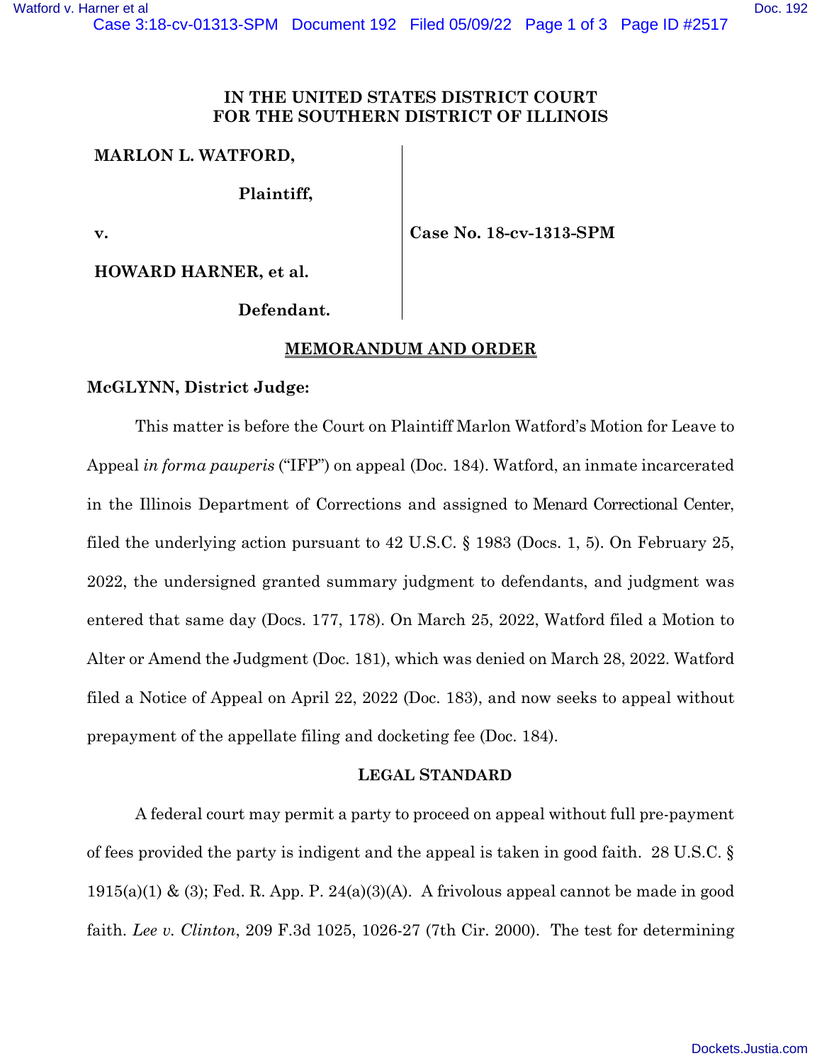**IN THE UNITED STATES DISTRICT COURT**
**FOR THE SOUTHERN DISTRICT OF ILLINOIS**

| | |
|---|---|
| **MARLON L. WATFORD,** | |
| **Plaintiff,** | |
| **v.** | **Case No. 18-cv-1313-SPM** |
| **HOWARD HARNER, et al.** | |
| **Defendant.** | |

**MEMORANDUM AND ORDER**

**McGLYNN, District Judge:**

This matter is before the Court on Plaintiff Marlon Watford's Motion for Leave to Appeal *in forma pauperis* ("IFP") on appeal (Doc. 184). Watford, an inmate incarcerated in the Illinois Department of Corrections and assigned to Menard Correctional Center, filed the underlying action pursuant to 42 U.S.C. § 1983 (Docs. 1, 5). On February 25, 2022, the undersigned granted summary judgment to defendants, and judgment was entered that same day (Docs. 177, 178). On March 25, 2022, Watford filed a Motion to Alter or Amend the Judgment (Doc. 181), which was denied on March 28, 2022. Watford filed a Notice of Appeal on April 22, 2022 (Doc. 183), and now seeks to appeal without prepayment of the appellate filing and docketing fee (Doc. 184).

**LEGAL STANDARD**

A federal court may permit a party to proceed on appeal without full pre-payment of fees provided the party is indigent and the appeal is taken in good faith. 28 U.S.C. § 1915(a)(1) & (3); Fed. R. App. P. 24(a)(3)(A). A frivolous appeal cannot be made in good faith. *Lee v. Clinton*, 209 F.3d 1025, 1026-27 (7th Cir. 2000). The test for determining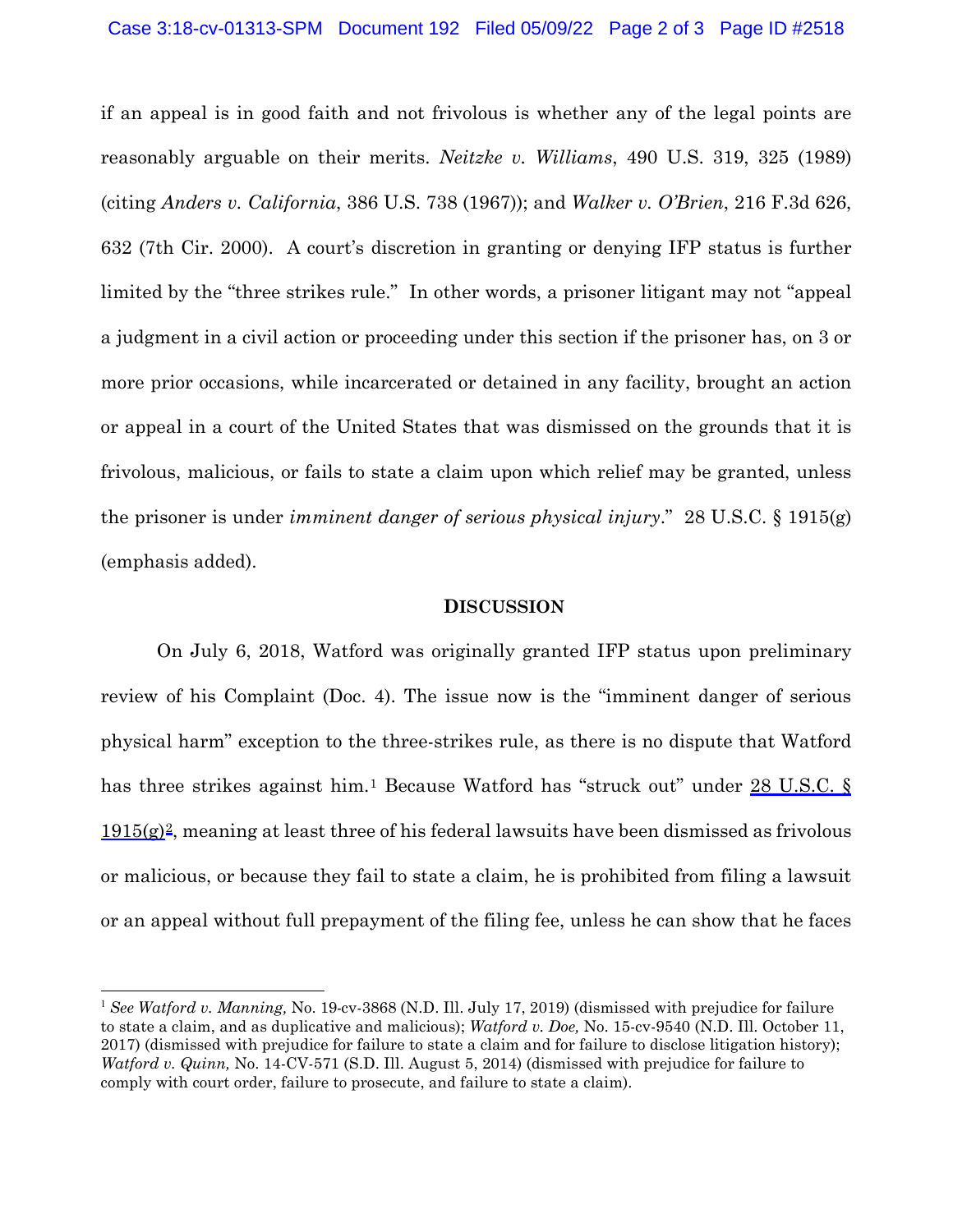if an appeal is in good faith and not frivolous is whether any of the legal points are reasonably arguable on their merits. *Neitzke v. Williams*, 490 U.S. 319, 325 (1989) (citing *Anders v. California*, 386 U.S. 738 (1967)); and *Walker v. O'Brien*, 216 F.3d 626, 632 (7th Cir. 2000). A court's discretion in granting or denying IFP status is further limited by the "three strikes rule." In other words, a prisoner litigant may not "appeal a judgment in a civil action or proceeding under this section if the prisoner has, on 3 or more prior occasions, while incarcerated or detained in any facility, brought an action or appeal in a court of the United States that was dismissed on the grounds that it is frivolous, malicious, or fails to state a claim upon which relief may be granted, unless the prisoner is under *imminent danger of serious physical injury*." 28 U.S.C. § 1915(g) (emphasis added).

**DISCUSSION**

On July 6, 2018, Watford was originally granted IFP status upon preliminary review of his Complaint (Doc. 4). The issue now is the "imminent danger of serious physical harm" exception to the three-strikes rule, as there is no dispute that Watford has three strikes against him.[1] Because Watford has "struck out" under 28 U.S.C. § 1915(g)[2], meaning at least three of his federal lawsuits have been dismissed as frivolous or malicious, or because they fail to state a claim, he is prohibited from filing a lawsuit or an appeal without full prepayment of the filing fee, unless he can show that he faces

[1] *See Watford v. Manning,* No. 19-cv-3868 (N.D. Ill. July 17, 2019) (dismissed with prejudice for failure to state a claim, and as duplicative and malicious); *Watford v. Doe,* No. 15-cv-9540 (N.D. Ill. October 11, 2017) (dismissed with prejudice for failure to state a claim and for failure to disclose litigation history); *Watford v. Quinn,* No. 14-CV-571 (S.D. Ill. August 5, 2014) (dismissed with prejudice for failure to comply with court order, failure to prosecute, and failure to state a claim).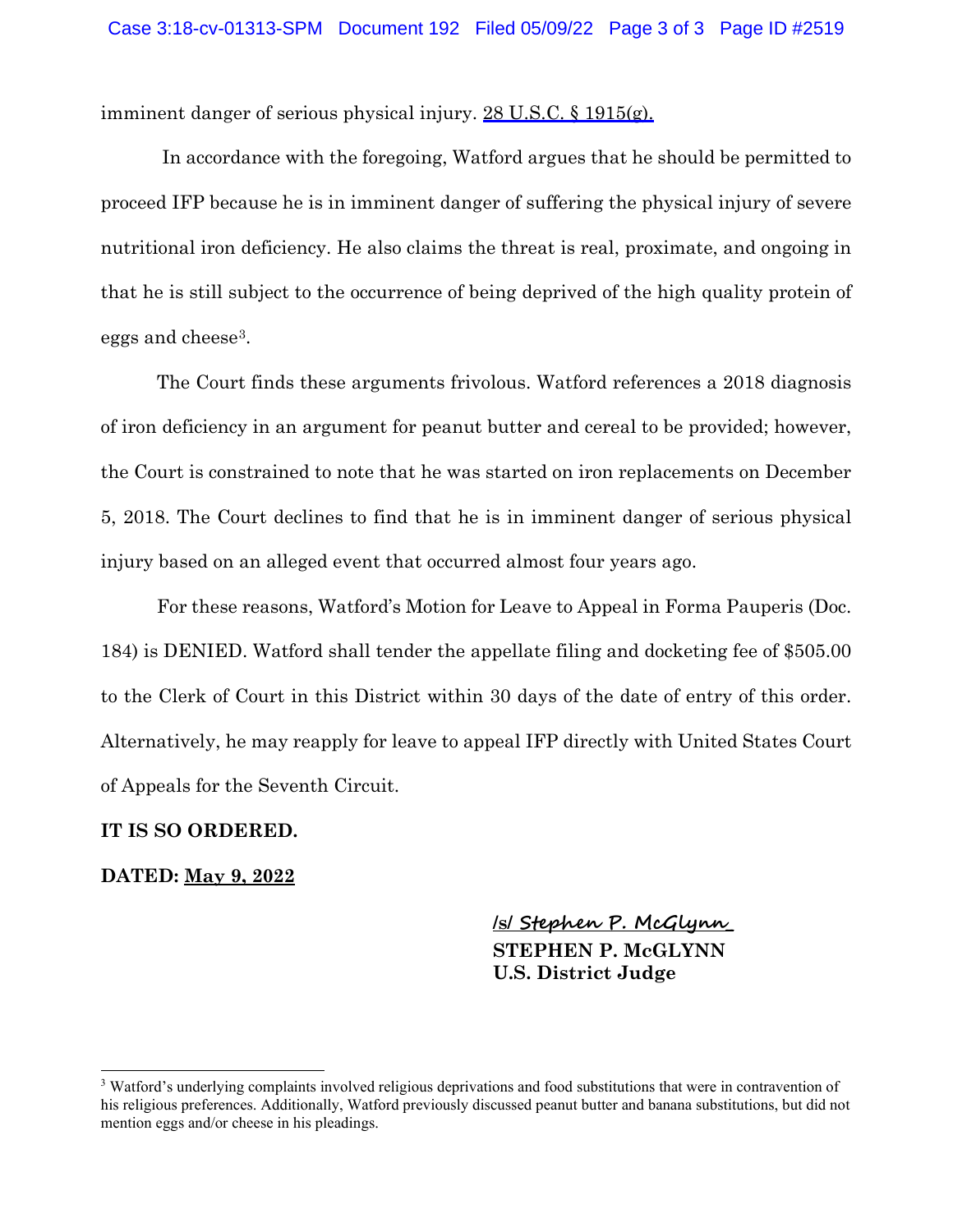imminent danger of serious physical injury. 28 U.S.C. § 1915(g).

In accordance with the foregoing, Watford argues that he should be permitted to proceed IFP because he is in imminent danger of suffering the physical injury of severe nutritional iron deficiency. He also claims the threat is real, proximate, and ongoing in that he is still subject to the occurrence of being deprived of the high quality protein of eggs and cheese[3].

The Court finds these arguments frivolous. Watford references a 2018 diagnosis of iron deficiency in an argument for peanut butter and cereal to be provided; however, the Court is constrained to note that he was started on iron replacements on December 5, 2018. The Court declines to find that he is in imminent danger of serious physical injury based on an alleged event that occurred almost four years ago.

For these reasons, Watford's Motion for Leave to Appeal in Forma Pauperis (Doc. 184) is DENIED. Watford shall tender the appellate filing and docketing fee of $505.00 to the Clerk of Court in this District within 30 days of the date of entry of this order. Alternatively, he may reapply for leave to appeal IFP directly with United States Court of Appeals for the Seventh Circuit.

**IT IS SO ORDERED.**

**DATED: May 9, 2022**

/s/ Stephen P. McGlynn
**STEPHEN P. McGLYNN**
**U.S. District Judge**

[3] Watford's underlying complaints involved religious deprivations and food substitutions that were in contravention of his religious preferences. Additionally, Watford previously discussed peanut butter and banana substitutions, but did not mention eggs and/or cheese in his pleadings.